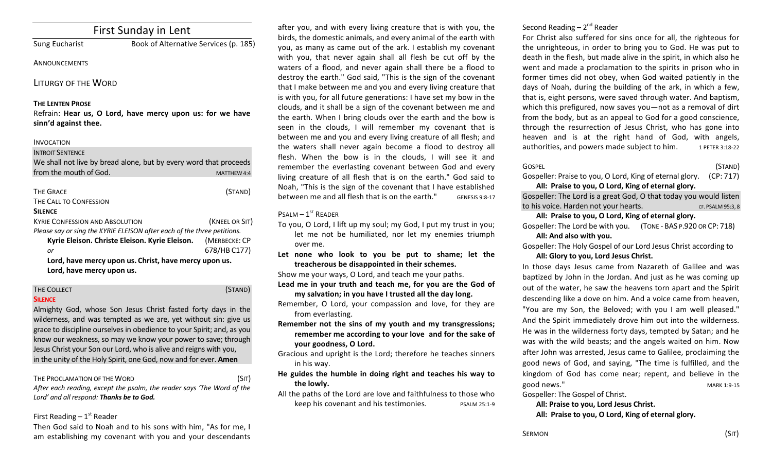# First Sunday in Lent

Sung Eucharist — Book of Alternative Services (p. 185)

ANNOUNCEMENTS

## LITURGY OF THE WORD

**THE LENTEN PROSE**

Refrain: **Hear us, O Lord, have mercy upon us: for we have sinn'd against thee.**

INVOCATION

INTROIT SENTENCE

We shall not live by bread alone, but by every word that proceeds from the mouth of God. MATTHEW 4:4

THE GRACE (STAND)

THE CALL TO CONFESSION

**SILENCE**

KYRIE CONFESSION AND ABSOLUTION (KNEEL OR SIT)

*Please say or sing the KYRIE ELEISON after each of the three petitions.*

**Kyrie Eleison. Christe Eleison. Kyrie Eleison.** (MERBECKE: CP 678/HB C177)

*or*

**Lord, have mercy upon us. Christ, have mercy upon us. Lord, have mercy upon us.**

THE COLLECT (STAND)

**SILENCE**

Almighty God, whose Son Jesus Christ fasted forty days in the wilderness, and was tempted as we are, yet without sin: give us grace to discipline ourselves in obedience to your Spirit; and, as you know our weakness, so may we know your power to save; through Jesus Christ your Son our Lord, who is alive and reigns with you, in the unity of the Holy Spirit, one God, now and for ever. **Amen**

THE PROCLAMATION OF THE WORD (SIT)

*After each reading, except the psalm, the reader says 'The Word of the Lord' and all respond: **Thanks be to God.***

First Reading – 1st Reader

Then God said to Noah and to his sons with him, "As for me, I am establishing my covenant with you and your descendants after you, and with every living creature that is with you, the birds, the domestic animals, and every animal of the earth with you, as many as came out of the ark. I establish my covenant with you, that never again shall all flesh be cut off by the waters of a flood, and never again shall there be a flood to destroy the earth." God said, "This is the sign of the covenant that I make between me and you and every living creature that is with you, for all future generations: I have set my bow in the clouds, and it shall be a sign of the covenant between me and the earth. When I bring clouds over the earth and the bow is seen in the clouds, I will remember my covenant that is between me and you and every living creature of all flesh; and the waters shall never again become a flood to destroy all flesh. When the bow is in the clouds, I will see it and remember the everlasting covenant between God and every living creature of all flesh that is on the earth." God said to Noah, "This is the sign of the covenant that I have established between me and all flesh that is on the earth." GENESIS 9:8-17

PSALM – 1ST READER

To you, O Lord, I lift up my soul; my God, I put my trust in you; let me not be humiliated, nor let my enemies triumph over me.

**Let none who look to you be put to shame; let the treacherous be disappointed in their schemes.**

Show me your ways, O Lord, and teach me your paths.

**Lead me in your truth and teach me, for you are the God of my salvation; in you have I trusted all the day long.**

Remember, O Lord, your compassion and love, for they are from everlasting.

**Remember not the sins of my youth and my transgressions; remember me according to your love and for the sake of your goodness, O Lord.**

Gracious and upright is the Lord; therefore he teaches sinners in his way.

**He guides the humble in doing right and teaches his way to the lowly.**

All the paths of the Lord are love and faithfulness to those who keep his covenant and his testimonies. PSALM 25:1-9

Second Reading – 2nd Reader

For Christ also suffered for sins once for all, the righteous for the unrighteous, in order to bring you to God. He was put to death in the flesh, but made alive in the spirit, in which also he went and made a proclamation to the spirits in prison who in former times did not obey, when God waited patiently in the days of Noah, during the building of the ark, in which a few, that is, eight persons, were saved through water. And baptism, which this prefigured, now saves you—not as a removal of dirt from the body, but as an appeal to God for a good conscience, through the resurrection of Jesus Christ, who has gone into heaven and is at the right hand of God, with angels, authorities, and powers made subject to him. 1 PETER 3:18-22

GOSPEL (STAND)

Gospeller: Praise to you, O Lord, King of eternal glory. (CP: 717)

**All: Praise to you, O Lord, King of eternal glory.**

Gospeller: The Lord is a great God, O that today you would listen to his voice. Harden not your hearts. CF. PSALM 95:3, 8

**All: Praise to you, O Lord, King of eternal glory.**

Gospeller: The Lord be with you. (TONE - BAS P.920 OR CP: 718)

**All: And also with you.**

Gospeller: The Holy Gospel of our Lord Jesus Christ according to

**All: Glory to you, Lord Jesus Christ.**

In those days Jesus came from Nazareth of Galilee and was baptized by John in the Jordan. And just as he was coming up out of the water, he saw the heavens torn apart and the Spirit descending like a dove on him. And a voice came from heaven, "You are my Son, the Beloved; with you I am well pleased." And the Spirit immediately drove him out into the wilderness. He was in the wilderness forty days, tempted by Satan; and he was with the wild beasts; and the angels waited on him. Now after John was arrested, Jesus came to Galilee, proclaiming the good news of God, and saying, "The time is fulfilled, and the kingdom of God has come near; repent, and believe in the good news." MARK 1:9-15

Gospeller: The Gospel of Christ.

**All: Praise to you, Lord Jesus Christ.**

**All: Praise to you, O Lord, King of eternal glory.**

SERMON (SIT)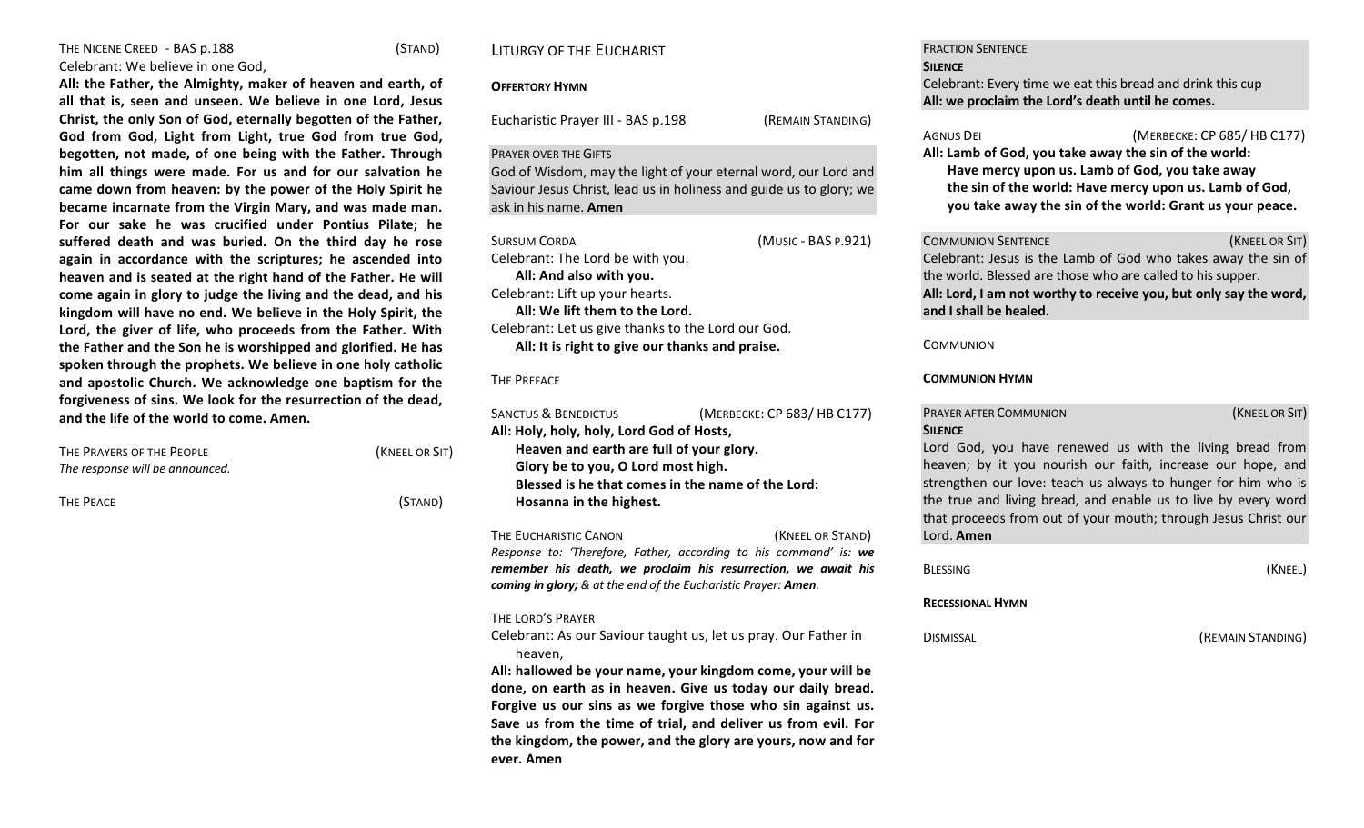THE NICENE CREED - BAS p.188 (STAND)

Celebrant: We believe in one God,

**All: the Father, the Almighty, maker of heaven and earth, of all that is, seen and unseen. We believe in one Lord, Jesus Christ, the only Son of God, eternally begotten of the Father, God from God, Light from Light, true God from true God, begotten, not made, of one being with the Father. Through him all things were made. For us and for our salvation he came down from heaven: by the power of the Holy Spirit he became incarnate from the Virgin Mary, and was made man. For our sake he was crucified under Pontius Pilate; he suffered death and was buried. On the third day he rose again in accordance with the scriptures; he ascended into heaven and is seated at the right hand of the Father. He will come again in glory to judge the living and the dead, and his kingdom will have no end. We believe in the Holy Spirit, the Lord, the giver of life, who proceeds from the Father. With the Father and the Son he is worshipped and glorified. He has spoken through the prophets. We believe in one holy catholic and apostolic Church. We acknowledge one baptism for the forgiveness of sins. We look for the resurrection of the dead, and the life of the world to come. Amen.**

THE PRAYERS OF THE PEOPLE (KNEEL OR SIT)

*The response will be announced.*

THE PEACE (STAND)

## LITURGY OF THE EUCHARIST

**OFFERTORY HYMN**

Eucharistic Prayer III - BAS p.198 (REMAIN STANDING)

PRAYER OVER THE GIFTS

God of Wisdom, may the light of your eternal word, our Lord and Saviour Jesus Christ, lead us in holiness and guide us to glory; we ask in his name. **Amen**

SURSUM CORDA (MUSIC - BAS P.921)

Celebrant: The Lord be with you.
**All: And also with you.**
Celebrant: Lift up your hearts.
**All: We lift them to the Lord.**
Celebrant: Let us give thanks to the Lord our God.
**All: It is right to give our thanks and praise.**

THE PREFACE

SANCTUS & BENEDICTUS (MERBECKE: CP 683/ HB C177)

**All: Holy, holy, holy, Lord God of Hosts,**
**Heaven and earth are full of your glory.**
**Glory be to you, O Lord most high.**
**Blessed is he that comes in the name of the Lord:**
**Hosanna in the highest.**

THE EUCHARISTIC CANON (KNEEL OR STAND)

*Response to: 'Therefore, Father, according to his command' is:* ***we remember his death, we proclaim his resurrection, we await his coming in glory;*** *& at the end of the Eucharistic Prayer:* ***Amen***.

THE LORD'S PRAYER

Celebrant: As our Saviour taught us, let us pray. Our Father in heaven,

**All: hallowed be your name, your kingdom come, your will be done, on earth as in heaven. Give us today our daily bread. Forgive us our sins as we forgive those who sin against us. Save us from the time of trial, and deliver us from evil. For the kingdom, the power, and the glory are yours, now and for ever. Amen**

FRACTION SENTENCE

**SILENCE**

Celebrant: Every time we eat this bread and drink this cup
**All: we proclaim the Lord's death until he comes.**

AGNUS DEI (MERBECKE: CP 685/ HB C177)

**All: Lamb of God, you take away the sin of the world:**
**Have mercy upon us. Lamb of God, you take away the sin of the world: Have mercy upon us. Lamb of God, you take away the sin of the world: Grant us your peace.**

COMMUNION SENTENCE (KNEEL OR SIT)

Celebrant: Jesus is the Lamb of God who takes away the sin of the world. Blessed are those who are called to his supper.
**All: Lord, I am not worthy to receive you, but only say the word, and I shall be healed.**

COMMUNION

**COMMUNION HYMN**

PRAYER AFTER COMMUNION (KNEEL OR SIT)

**SILENCE**

Lord God, you have renewed us with the living bread from heaven; by it you nourish our faith, increase our hope, and strengthen our love: teach us always to hunger for him who is the true and living bread, and enable us to live by every word that proceeds from out of your mouth; through Jesus Christ our Lord. **Amen**

BLESSING (KNEEL)

**RECESSIONAL HYMN**

DISMISSAL (REMAIN STANDING)